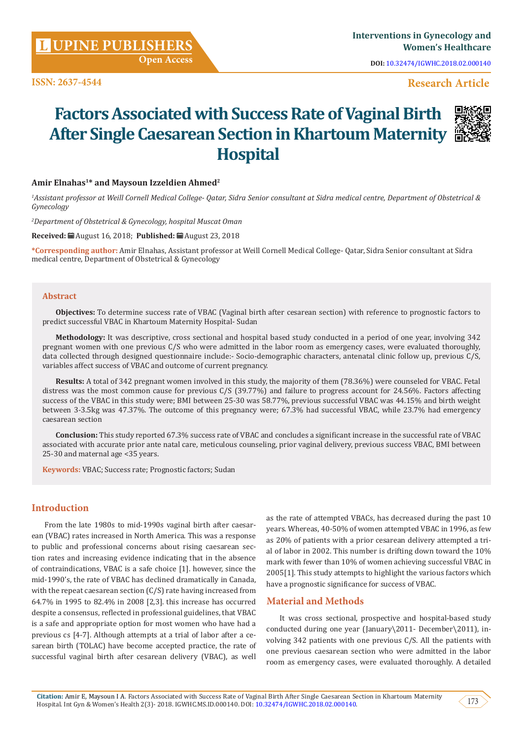# Factors Associated with Success Rate of Vaginal Birth After Single Caesarean Section in Khartoum Maternity Hospital

**Amir Elnahas[1]* and Maysoun Izzeldien Ahmed[2]**

[1]*Assistant professor at Weill Cornell Medical College- Qatar, Sidra Senior consultant at Sidra medical centre, Department of Obstetrical & Gynecology*

[2]*Department of Obstetrical & Gynecology, hospital Muscat Oman*

**Received:** August 16, 2018; **Published:** August 23, 2018

***Corresponding author:** Amir Elnahas, Assistant professor at Weill Cornell Medical College- Qatar, Sidra Senior consultant at Sidra medical centre, Department of Obstetrical & Gynecology

## Abstract

**Objectives:** To determine success rate of VBAC (Vaginal birth after cesarean section) with reference to prognostic factors to predict successful VBAC in Khartoum Maternity Hospital- Sudan

**Methodology:** It was descriptive, cross sectional and hospital based study conducted in a period of one year, involving 342 pregnant women with one previous C/S who were admitted in the labor room as emergency cases, were evaluated thoroughly, data collected through designed questionnaire include:- Socio-demographic characters, antenatal clinic follow up, previous C/S, variables affect success of VBAC and outcome of current pregnancy.

**Results:** A total of 342 pregnant women involved in this study, the majority of them (78.36%) were counseled for VBAC. Fetal distress was the most common cause for previous C/S (39.77%) and failure to progress account for 24.56%. Factors affecting success of the VBAC in this study were; BMI between 25-30 was 58.77%, previous successful VBAC was 44.15% and birth weight between 3-3.5kg was 47.37%. The outcome of this pregnancy were; 67.3% had successful VBAC, while 23.7% had emergency caesarean section

**Conclusion:** This study reported 67.3% success rate of VBAC and concludes a significant increase in the successful rate of VBAC associated with accurate prior ante natal care, meticulous counseling, prior vaginal delivery, previous success VBAC, BMI between 25-30 and maternal age <35 years.

**Keywords:** VBAC; Success rate; Prognostic factors; Sudan

## Introduction

From the late 1980s to mid-1990s vaginal birth after caesarean (VBAC) rates increased in North America. This was a response to public and professional concerns about rising caesarean section rates and increasing evidence indicating that in the absence of contraindications, VBAC is a safe choice [1]. however, since the mid-1990's, the rate of VBAC has declined dramatically in Canada, with the repeat caesarean section (C/S) rate having increased from 64.7% in 1995 to 82.4% in 2008 [2,3]. this increase has occurred despite a consensus, reflected in professional guidelines, that VBAC is a safe and appropriate option for most women who have had a previous cs [4-7]. Although attempts at a trial of labor after a cesarean birth (TOLAC) have become accepted practice, the rate of successful vaginal birth after cesarean delivery (VBAC), as well as the rate of attempted VBACs, has decreased during the past 10 years. Whereas, 40-50% of women attempted VBAC in 1996, as few as 20% of patients with a prior cesarean delivery attempted a trial of labor in 2002. This number is drifting down toward the 10% mark with fewer than 10% of women achieving successful VBAC in 2005[1]. This study attempts to highlight the various factors which have a prognostic significance for success of VBAC.

## Material and Methods

It was cross sectional, prospective and hospital-based study conducted during one year (January\2011- December\2011), involving 342 patients with one previous C/S. All the patients with one previous caesarean section who were admitted in the labor room as emergency cases, were evaluated thoroughly. A detailed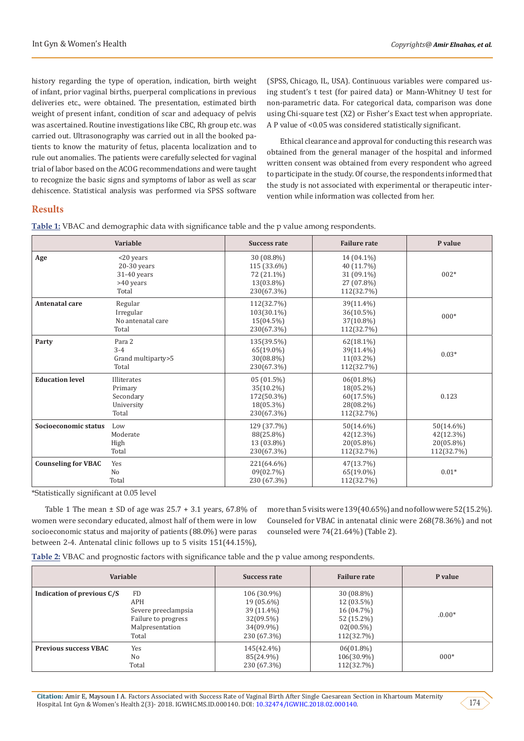history regarding the type of operation, indication, birth weight of infant, prior vaginal births, puerperal complications in previous deliveries etc., were obtained. The presentation, estimated birth weight of present infant, condition of scar and adequacy of pelvis was ascertained. Routine investigations like CBC, Rh group etc. was carried out. Ultrasonography was carried out in all the booked patients to know the maturity of fetus, placenta localization and to rule out anomalies. The patients were carefully selected for vaginal trial of labor based on the ACOG recommendations and were taught to recognize the basic signs and symptoms of labor as well as scar dehiscence. Statistical analysis was performed via SPSS software (SPSS, Chicago, IL, USA). Continuous variables were compared using student's t test (for paired data) or Mann-Whitney U test for non-parametric data. For categorical data, comparison was done using Chi-square test (X2) or Fisher's Exact test when appropriate. A P value of <0.05 was considered statistically significant.

Ethical clearance and approval for conducting this research was obtained from the general manager of the hospital and informed written consent was obtained from every respondent who agreed to participate in the study. Of course, the respondents informed that the study is not associated with experimental or therapeutic intervention while information was collected from her.

## Results

**Table 1:** VBAC and demographic data with significance table and the p value among respondents.

| Variable | | Success rate | Failure rate | P value |
|---|---|---|---|---|
| **Age** | <20 years<br>20-30 years<br>31-40 years<br>>40 years<br>Total | 30 (08.8%)<br>115 (33.6%)<br>72 (21.1%)<br>13(03.8%)<br>230(67.3%) | 14 (04.1%)<br>40 (11.7%)<br>31 (09.1%)<br>27 (07.8%)<br>112(32.7%) | 002* |
| **Antenatal care** | Regular<br>Irregular<br>No antenatal care<br>Total | 112(32.7%)<br>103(30.1%)<br>15(04.5%)<br>230(67.3%) | 39(11.4%)<br>36(10.5%)<br>37(10.8%)<br>112(32.7%) | 000* |
| **Party** | Para 2<br>3-4<br>Grand multiparty>5<br>Total | 135(39.5%)<br>65(19.0%)<br>30(08.8%)<br>230(67.3%) | 62(18.1%)<br>39(11.4%)<br>11(03.2%)<br>112(32.7%) | 0.03* |
| **Education level** | Illiterates<br>Primary<br>Secondary<br>University<br>Total | 05 (01.5%)<br>35(10.2%)<br>172(50.3%)<br>18(05.3%)<br>230(67.3%) | 06(01.8%)<br>18(05.2%)<br>60(17.5%)<br>28(08.2%)<br>112(32.7%) | 0.123 |
| **Socioeconomic status** | Low<br>Moderate<br>High<br>Total | 129 (37.7%)<br>88(25.8%)<br>13 (03.8%)<br>230(67.3%) | 50(14.6%)<br>42(12.3%)<br>20(05.8%)<br>112(32.7%) | 50(14.6%)<br>42(12.3%)<br>20(05.8%)<br>112(32.7%) |
| **Counseling for VBAC** | Yes<br>No<br>Total | 221(64.6%)<br>09(02.7%)<br>230 (67.3%) | 47(13.7%)<br>65(19.0%)<br>112(32.7%) | 0.01* |

*Statistically significant at 0.05 level

Table 1 The mean ± SD of age was 25.7 + 3.1 years, 67.8% of women were secondary educated, almost half of them were in low socioeconomic status and majority of patients (88.0%) were paras between 2-4. Antenatal clinic follows up to 5 visits 151(44.15%), more than 5 visits were 139(40.65%) and no follow were 52(15.2%). Counseled for VBAC in antenatal clinic were 268(78.36%) and not counseled were 74(21.64%) (Table 2).

**Table 2:** VBAC and prognostic factors with significance table and the p value among respondents.

| Variable | | Success rate | Failure rate | P value |
|---|---|---|---|---|
| **Indication of previous C/S** | FD<br>APH<br>Severe preeclampsia<br>Failure to progress<br>Malpresentation<br>Total | 106 (30.9%)<br>19 (05.6%)<br>39 (11.4%)<br>32(09.5%)<br>34(09.9%)<br>230 (67.3%) | 30 (08.8%)<br>12 (03.5%)<br>16 (04.7%)<br>52 (15.2%)<br>02(00.5%)<br>112(32.7%) | .0.00* |
| **Previous success VBAC** | Yes<br>No<br>Total | 145(42.4%)<br>85(24.9%)<br>230 (67.3%) | 06(01.8%)<br>106(30.9%)<br>112(32.7%) | 000* |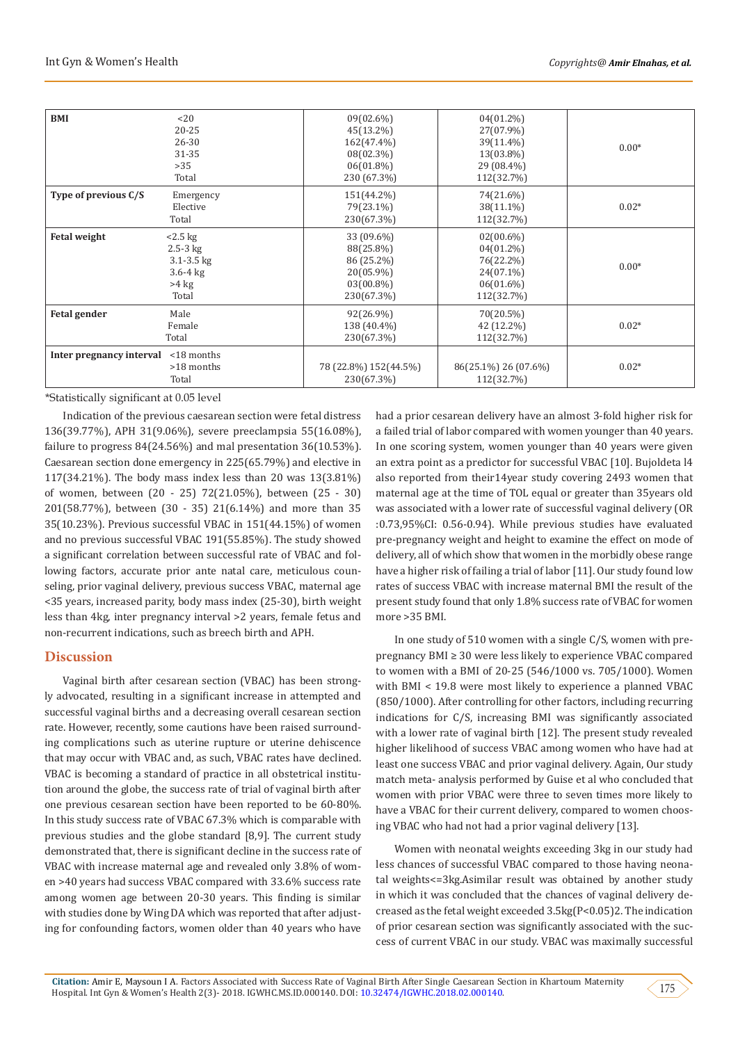| BMI | <20<br>20-25<br>26-30<br>31-35<br>>35<br>Total | 09(02.6%)<br>45(13.2%)<br>162(47.4%)<br>08(02.3%)<br>06(01.8%)<br>230 (67.3%) | 04(01.2%)<br>27(07.9%)<br>39(11.4%)<br>13(03.8%)<br>29 (08.4%)<br>112(32.7%) | 0.00* |
|---|---|---|---|---|
| **Type of previous C/S** | Emergency<br>Elective<br>Total | 151(44.2%)<br>79(23.1%)<br>230(67.3%) | 74(21.6%)<br>38(11.1%)<br>112(32.7%) | 0.02* |
| **Fetal weight** | <2.5 kg<br>2.5-3 kg<br>3.1-3.5 kg<br>3.6-4 kg<br>>4 kg<br>Total | 33 (09.6%)<br>88(25.8%)<br>86 (25.2%)<br>20(05.9%)<br>03(00.8%)<br>230(67.3%) | 02(00.6%)<br>04(01.2%)<br>76(22.2%)<br>24(07.1%)<br>06(01.6%)<br>112(32.7%) | 0.00* |
| **Fetal gender** | Male<br>Female<br>Total | 92(26.9%)<br>138 (40.4%)<br>230(67.3%) | 70(20.5%)<br>42 (12.2%)<br>112(32.7%) | 0.02* |
| **Inter pregnancy interval** | <18 months<br>>18 months<br>Total | 78 (22.8%) 152(44.5%)<br>230(67.3%) | 86(25.1%) 26 (07.6%)<br>112(32.7%) | 0.02* |

*Statistically significant at 0.05 level

Indication of the previous caesarean section were fetal distress 136(39.77%), APH 31(9.06%), severe preeclampsia 55(16.08%), failure to progress 84(24.56%) and mal presentation 36(10.53%). Caesarean section done emergency in 225(65.79%) and elective in 117(34.21%). The body mass index less than 20 was 13(3.81%) of women, between (20 - 25) 72(21.05%), between (25 - 30) 201(58.77%), between (30 - 35) 21(6.14%) and more than 35 35(10.23%). Previous successful VBAC in 151(44.15%) of women and no previous successful VBAC 191(55.85%). The study showed a significant correlation between successful rate of VBAC and following factors, accurate prior ante natal care, meticulous counseling, prior vaginal delivery, previous success VBAC, maternal age <35 years, increased parity, body mass index (25-30), birth weight less than 4kg, inter pregnancy interval >2 years, female fetus and non-recurrent indications, such as breech birth and APH.

## Discussion

Vaginal birth after cesarean section (VBAC) has been strongly advocated, resulting in a significant increase in attempted and successful vaginal births and a decreasing overall cesarean section rate. However, recently, some cautions have been raised surrounding complications such as uterine rupture or uterine dehiscence that may occur with VBAC and, as such, VBAC rates have declined. VBAC is becoming a standard of practice in all obstetrical institution around the globe, the success rate of trial of vaginal birth after one previous cesarean section have been reported to be 60-80%. In this study success rate of VBAC 67.3% which is comparable with previous studies and the globe standard [8,9]. The current study demonstrated that, there is significant decline in the success rate of VBAC with increase maternal age and revealed only 3.8% of women >40 years had success VBAC compared with 33.6% success rate among women age between 20-30 years. This finding is similar with studies done by Wing DA which was reported that after adjusting for confounding factors, women older than 40 years who have had a prior cesarean delivery have an almost 3-fold higher risk for a failed trial of labor compared with women younger than 40 years. In one scoring system, women younger than 40 years were given an extra point as a predictor for successful VBAC [10]. Bujoldeta l4 also reported from their14year study covering 2493 women that maternal age at the time of TOL equal or greater than 35years old was associated with a lower rate of successful vaginal delivery (OR :0.73,95%CI: 0.56-0.94). While previous studies have evaluated pre-pregnancy weight and height to examine the effect on mode of delivery, all of which show that women in the morbidly obese range have a higher risk of failing a trial of labor [11]. Our study found low rates of success VBAC with increase maternal BMI the result of the present study found that only 1.8% success rate of VBAC for women more >35 BMI.

In one study of 510 women with a single C/S, women with pre-pregnancy BMI ≥ 30 were less likely to experience VBAC compared to women with a BMI of 20-25 (546/1000 vs. 705/1000). Women with BMI < 19.8 were most likely to experience a planned VBAC (850/1000). After controlling for other factors, including recurring indications for C/S, increasing BMI was significantly associated with a lower rate of vaginal birth [12]. The present study revealed higher likelihood of success VBAC among women who have had at least one success VBAC and prior vaginal delivery. Again, Our study match meta- analysis performed by Guise et al who concluded that women with prior VBAC were three to seven times more likely to have a VBAC for their current delivery, compared to women choosing VBAC who had not had a prior vaginal delivery [13].

Women with neonatal weights exceeding 3kg in our study had less chances of successful VBAC compared to those having neonatal weights<=3kg.Asimilar result was obtained by another study in which it was concluded that the chances of vaginal delivery decreased as the fetal weight exceeded 3.5kg($P<0.05$)2. The indication of prior cesarean section was significantly associated with the success of current VBAC in our study. VBAC was maximally successful

**Citation:** Amir E, Maysoun I A. Factors Associated with Success Rate of Vaginal Birth After Single Caesarean Section in Khartoum Maternity Hospital. Int Gyn & Women's Health 2(3)- 2018. IGWHC.MS.ID.000140. DOI: 10.32474/IGWHC.2018.02.000140.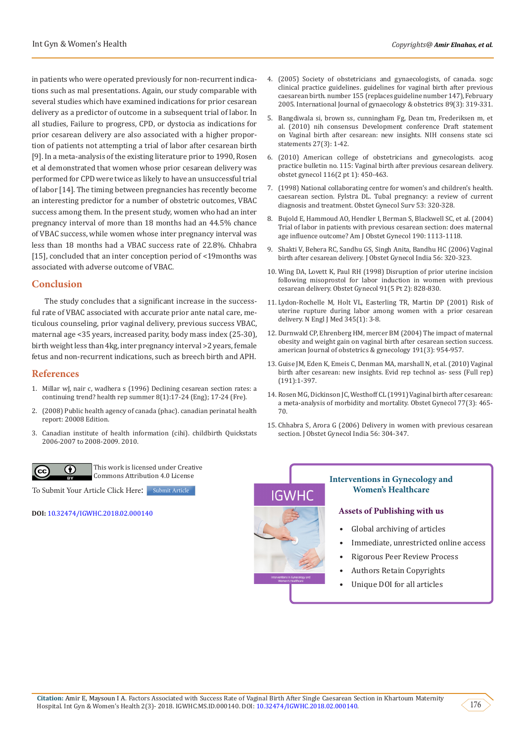in patients who were operated previously for non-recurrent indications such as mal presentations. Again, our study comparable with several studies which have examined indications for prior cesarean delivery as a predictor of outcome in a subsequent trial of labor. In all studies, Failure to progress, CPD, or dystocia as indications for prior cesarean delivery are also associated with a higher proportion of patients not attempting a trial of labor after cesarean birth [9]. In a meta-analysis of the existing literature prior to 1990, Rosen et al demonstrated that women whose prior cesarean delivery was performed for CPD were twice as likely to have an unsuccessful trial of labor [14]. The timing between pregnancies has recently become an interesting predictor for a number of obstetric outcomes, VBAC success among them. In the present study, women who had an inter pregnancy interval of more than 18 months had an 44.5% chance of VBAC success, while women whose inter pregnancy interval was less than 18 months had a VBAC success rate of 22.8%. Chhabra [15], concluded that an inter conception period of <19months was associated with adverse outcome of VBAC.

## Conclusion

The study concludes that a significant increase in the successful rate of VBAC associated with accurate prior ante natal care, meticulous counseling, prior vaginal delivery, previous success VBAC, maternal age <35 years, increased parity, body mass index (25-30), birth weight less than 4kg, inter pregnancy interval >2 years, female fetus and non-recurrent indications, such as breech birth and APH.

## References

1. Millar wJ, nair c, wadhera s (1996) Declining cesarean section rates: a continuing trend? health rep summer 8(1):17-24 (Eng); 17-24 (Fre).
2. (2008) Public health agency of canada (phac). canadian perinatal health report: 20008 Edition.
3. Canadian institute of health information (cihi). childbirth Quickstats 2006-2007 to 2008-2009. 2010.
4. (2005) Society of obstetricians and gynaecologists, of canada. sogc clinical practice guidelines. guidelines for vaginal birth after previous caesarean birth. number 155 (replaces guideline number 147), February 2005. International Journal of gynaecology & obstetrics 89(3): 319-331.
5. Bangdiwala si, brown ss, cunningham Fg, Dean tm, Frederiksen m, et al. (2010) nih consensus Development conference Draft statement on Vaginal birth after cesarean: new insights. NIH consens state sci statements 27(3): 1-42.
6. (2010) American college of obstetricians and gynecologists. acog practice bulletin no. 115: Vaginal birth after previous cesarean delivery. obstet gynecol 116(2 pt 1): 450-463.
7. (1998) National collaborating centre for women's and children's health. caesarean section. Fylstra DL. Tubal pregnancy: a review of current diagnosis and treatment. Obstet Gynecol Surv 53: 320-328.
8. Bujold E, Hammoud AO, Hendler I, Berman S, Blackwell SC, et al. (2004) Trial of labor in patients with previous cesarean section: does maternal age influence outcome? Am J Obstet Gynecol 190: 1113-1118.
9. Shakti V, Behera RC, Sandhu GS, Singh Anita, Bandhu HC (2006) Vaginal birth after cesarean delivery. J Obstet Gynecol India 56: 320-323.
10. Wing DA, Lovett K, Paul RH (1998) Disruption of prior uterine incision following misoprostol for labor induction in women with previous cesarean delivery. Obstet Gynecol 91(5 Pt 2): 828-830.
11. Lydon-Rochelle M, Holt VL, Easterling TR, Martin DP (2001) Risk of uterine rupture during labor among women with a prior cesarean delivery. N Engl J Med 345(1): 3-8.
12. Durnwald CP, Ehrenberg HM, mercer BM (2004) The impact of maternal obesity and weight gain on vaginal birth after cesarean section success. american Journal of obstetrics & gynecology 191(3): 954-957.
13. Guise JM, Eden K, Emeis C, Denman MA, marshall N, et al. (2010) Vaginal birth after cesarean: new insights. Evid rep technol as- sess (Full rep) (191):1-397.
14. Rosen MG, Dickinson JC, Westhoff CL (1991) Vaginal birth after cesarean: a meta-analysis of morbidity and mortality. Obstet Gynecol 77(3): 465-70.
15. Chhabra S, Arora G (2006) Delivery in women with previous cesarean section. J Obstet Gynecol India 56: 304-347.

This work is licensed under Creative Commons Attribution 4.0 License

To Submit Your Article Click Here: Submit Article

**DOI:** 10.32474/IGWHC.2018.02.000140

**Interventions in Gynecology and Women's Healthcare**

**Assets of Publishing with us**

- Global archiving of articles
- Immediate, unrestricted online access
- Rigorous Peer Review Process
- Authors Retain Copyrights
- Unique DOI for all articles

**Citation:** Amir E, Maysoun I A. Factors Associated with Success Rate of Vaginal Birth After Single Caesarean Section in Khartoum Maternity Hospital. Int Gyn & Women's Health 2(3)- 2018. IGWHC.MS.ID.000140. DOI: 10.32474/IGWHC.2018.02.000140.